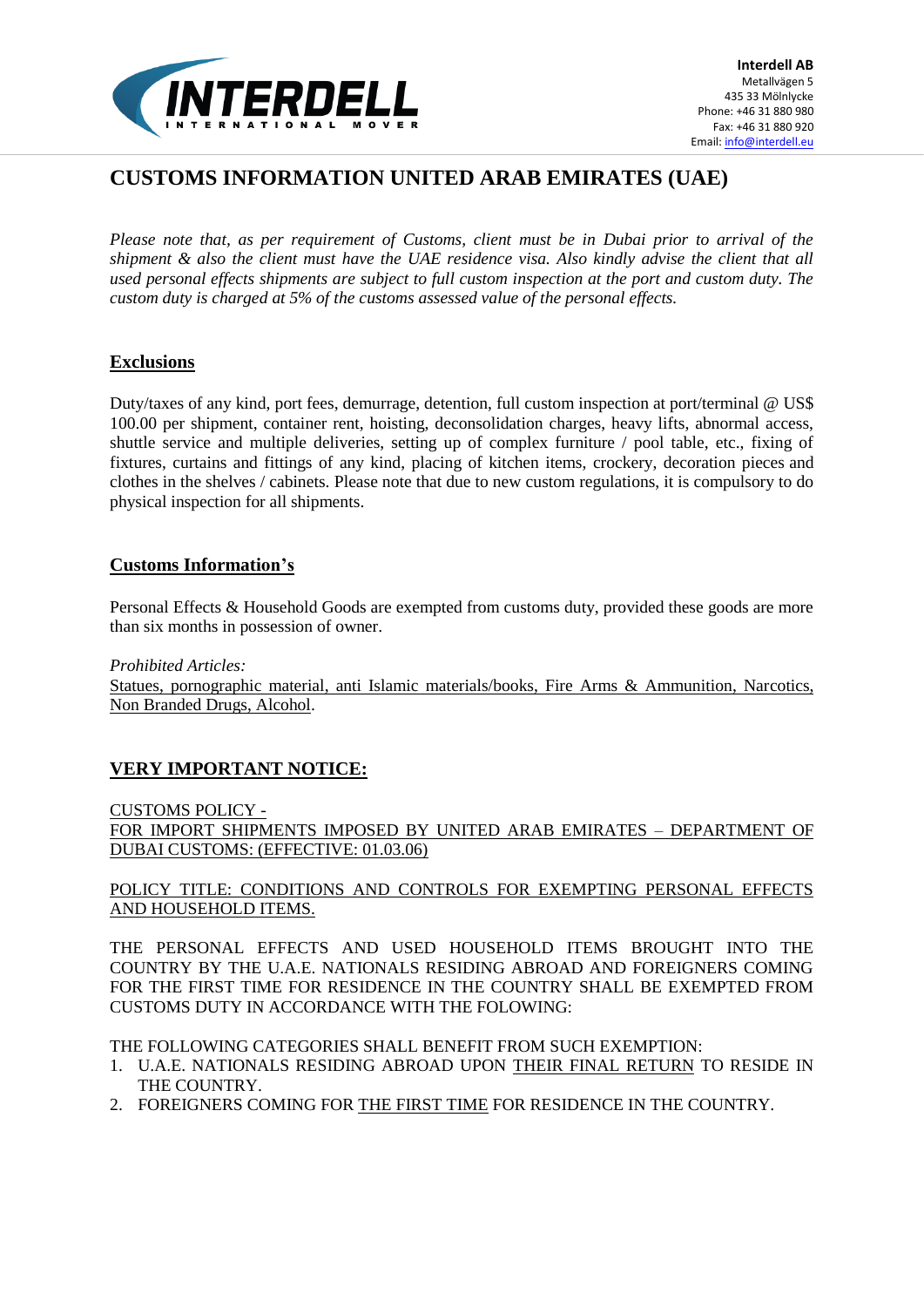Interdell AB
Metallvägen 5
435 33 Mölnlycke
Phone: +46 31 880 980
Fax: +46 31 880 920
Email: info@interdell.eu

# CUSTOMS INFORMATION UNITED ARAB EMIRATES (UAE)

*Please note that, as per requirement of Customs, client must be in Dubai prior to arrival of the shipment & also the client must have the UAE residence visa. Also kindly advise the client that all used personal effects shipments are subject to full custom inspection at the port and custom duty. The custom duty is charged at 5% of the customs assessed value of the personal effects.*

## Exclusions

Duty/taxes of any kind, port fees, demurrage, detention, full custom inspection at port/terminal @ US$ 100.00 per shipment, container rent, hoisting, deconsolidation charges, heavy lifts, abnormal access, shuttle service and multiple deliveries, setting up of complex furniture / pool table, etc., fixing of fixtures, curtains and fittings of any kind, placing of kitchen items, crockery, decoration pieces and clothes in the shelves / cabinets. Please note that due to new custom regulations, it is compulsory to do physical inspection for all shipments.

## Customs Information's

Personal Effects & Household Goods are exempted from customs duty, provided these goods are more than six months in possession of owner.

*Prohibited Articles:*
Statues, pornographic material, anti Islamic materials/books, Fire Arms & Ammunition, Narcotics, Non Branded Drugs, Alcohol.

## VERY IMPORTANT NOTICE:

CUSTOMS POLICY -
FOR IMPORT SHIPMENTS IMPOSED BY UNITED ARAB EMIRATES – DEPARTMENT OF DUBAI CUSTOMS: (EFFECTIVE: 01.03.06)

POLICY TITLE: CONDITIONS AND CONTROLS FOR EXEMPTING PERSONAL EFFECTS AND HOUSEHOLD ITEMS.

THE PERSONAL EFFECTS AND USED HOUSEHOLD ITEMS BROUGHT INTO THE COUNTRY BY THE U.A.E. NATIONALS RESIDING ABROAD AND FOREIGNERS COMING FOR THE FIRST TIME FOR RESIDENCE IN THE COUNTRY SHALL BE EXEMPTED FROM CUSTOMS DUTY IN ACCORDANCE WITH THE FOLOWING:

THE FOLLOWING CATEGORIES SHALL BENEFIT FROM SUCH EXEMPTION:

1. U.A.E. NATIONALS RESIDING ABROAD UPON THEIR FINAL RETURN TO RESIDE IN THE COUNTRY.
2. FOREIGNERS COMING FOR THE FIRST TIME FOR RESIDENCE IN THE COUNTRY.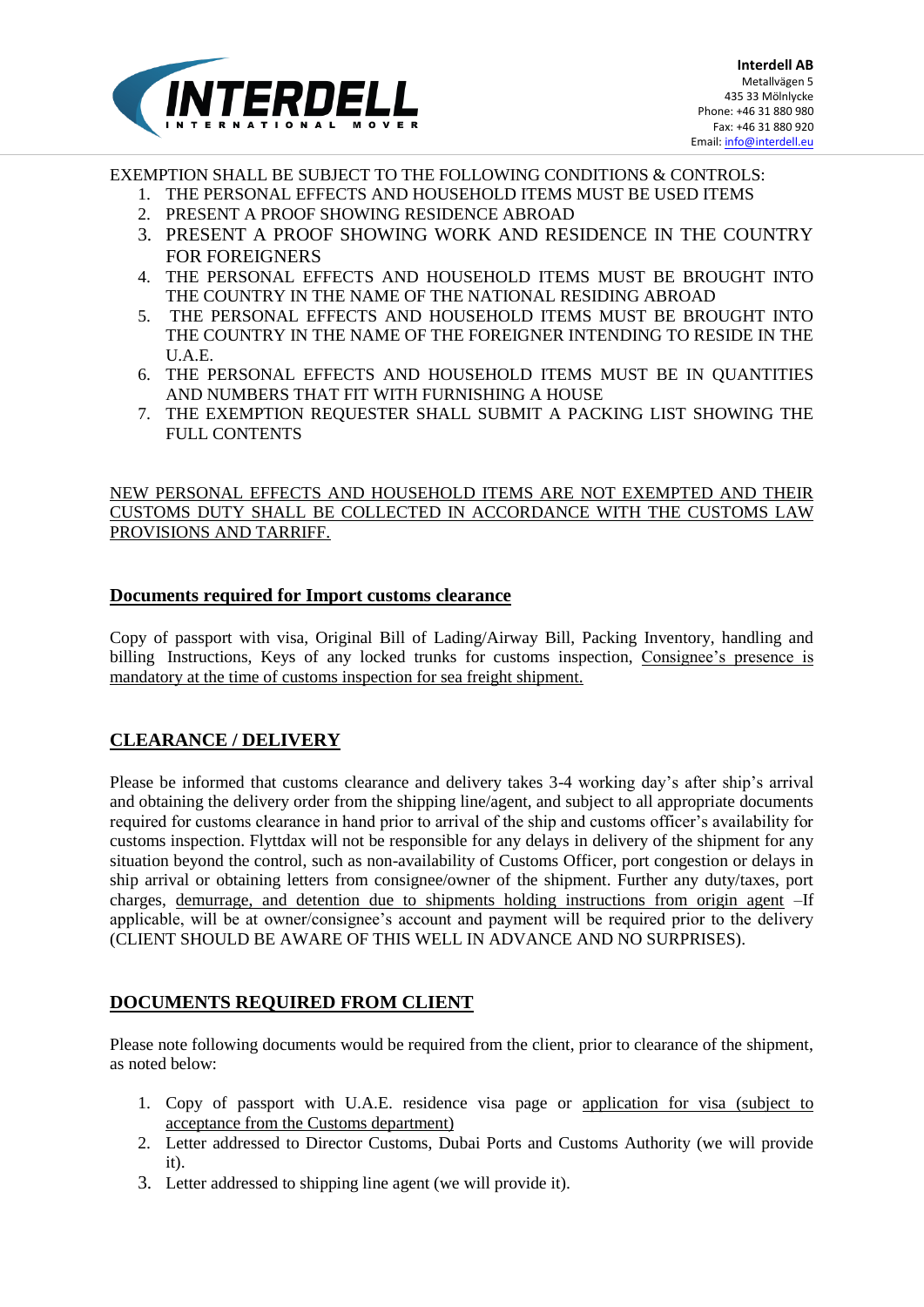EXEMPTION SHALL BE SUBJECT TO THE FOLLOWING CONDITIONS & CONTROLS:

1. THE PERSONAL EFFECTS AND HOUSEHOLD ITEMS MUST BE USED ITEMS
2. PRESENT A PROOF SHOWING RESIDENCE ABROAD
3. PRESENT A PROOF SHOWING WORK AND RESIDENCE IN THE COUNTRY FOR FOREIGNERS
4. THE PERSONAL EFFECTS AND HOUSEHOLD ITEMS MUST BE BROUGHT INTO THE COUNTRY IN THE NAME OF THE NATIONAL RESIDING ABROAD
5. THE PERSONAL EFFECTS AND HOUSEHOLD ITEMS MUST BE BROUGHT INTO THE COUNTRY IN THE NAME OF THE FOREIGNER INTENDING TO RESIDE IN THE U.A.E.
6. THE PERSONAL EFFECTS AND HOUSEHOLD ITEMS MUST BE IN QUANTITIES AND NUMBERS THAT FIT WITH FURNISHING A HOUSE
7. THE EXEMPTION REQUESTER SHALL SUBMIT A PACKING LIST SHOWING THE FULL CONTENTS

NEW PERSONAL EFFECTS AND HOUSEHOLD ITEMS ARE NOT EXEMPTED AND THEIR CUSTOMS DUTY SHALL BE COLLECTED IN ACCORDANCE WITH THE CUSTOMS LAW PROVISIONS AND TARIFF.

## Documents required for Import customs clearance

Copy of passport with visa, Original Bill of Lading/Airway Bill, Packing Inventory, handling and billing Instructions, Keys of any locked trunks for customs inspection, Consignee's presence is mandatory at the time of customs inspection for sea freight shipment.

## CLEARANCE / DELIVERY

Please be informed that customs clearance and delivery takes 3-4 working day's after ship's arrival and obtaining the delivery order from the shipping line/agent, and subject to all appropriate documents required for customs clearance in hand prior to arrival of the ship and customs officer's availability for customs inspection. Flyttdax will not be responsible for any delays in delivery of the shipment for any situation beyond the control, such as non-availability of Customs Officer, port congestion or delays in ship arrival or obtaining letters from consignee/owner of the shipment. Further any duty/taxes, port charges, demurrage, and detention due to shipments holding instructions from origin agent –If applicable, will be at owner/consignee's account and payment will be required prior to the delivery (CLIENT SHOULD BE AWARE OF THIS WELL IN ADVANCE AND NO SURPRISES).

## DOCUMENTS REQUIRED FROM CLIENT

Please note following documents would be required from the client, prior to clearance of the shipment, as noted below:

1. Copy of passport with U.A.E. residence visa page or application for visa (subject to acceptance from the Customs department)
2. Letter addressed to Director Customs, Dubai Ports and Customs Authority (we will provide it).
3. Letter addressed to shipping line agent (we will provide it).